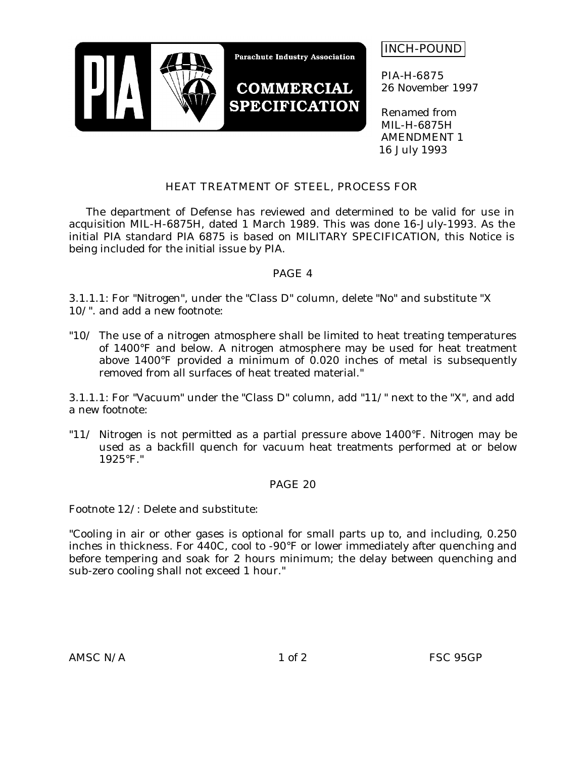Parachute Industry Association

**COMMERCIAL SPECIFICATION**

INCH-POUND

PIA-H-6875
26 November 1997

Renamed from
MIL-H-6875H
AMENDMENT 1
16 July 1993

## HEAT TREATMENT OF STEEL, PROCESS FOR

The department of Defense has reviewed and determined to be valid for use in acquisition MIL-H-6875H, dated 1 March 1989. This was done 16-July-1993. As the initial PIA standard PIA 6875 is based on MILITARY SPECIFICATION, this Notice is being included for the initial issue by PIA.

### PAGE 4

3.1.1.1: For "Nitrogen", under the "Class D" column, delete "No" and substitute "X 10/". and add a new footnote:

"10/ The use of a nitrogen atmosphere shall be limited to heat treating temperatures of 1400°F and below. A nitrogen atmosphere may be used for heat treatment above 1400°F provided a minimum of 0.020 inches of metal is subsequently removed from all surfaces of heat treated material."

3.1.1.1: For "Vacuum" under the "Class D" column, add "11/" next to the "X", and add a new footnote:

"11/ Nitrogen is not permitted as a partial pressure above 1400°F. Nitrogen may be used as a backfill quench for vacuum heat treatments performed at or below 1925°F."

### PAGE 20

Footnote 12/: Delete and substitute:

"Cooling in air or other gases is optional for small parts up to, and including, 0.250 inches in thickness. For 440C, cool to -90°F or lower immediately after quenching and before tempering and soak for 2 hours minimum; the delay between quenching and sub-zero cooling shall not exceed 1 hour."

AMSC N/A FSC 95GP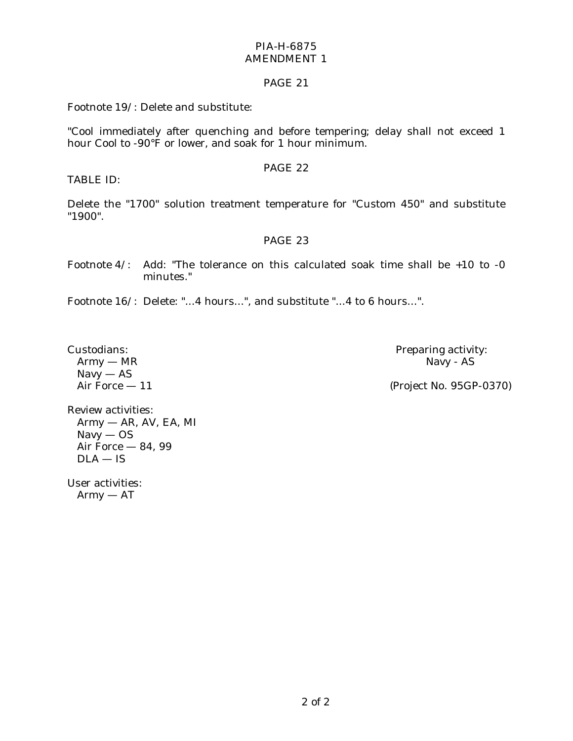PIA-H-6875
AMENDMENT 1

PAGE 21

Footnote 19/: Delete and substitute:

"Cool immediately after quenching and before tempering; delay shall not exceed 1 hour Cool to -90°F or lower, and soak for 1 hour minimum.

PAGE 22

TABLE ID:

Delete the "1700" solution treatment temperature for "Custom 450" and substitute "1900".

PAGE 23

Footnote 4/: Add: "The tolerance on this calculated soak time shall be +10 to -0 minutes."

Footnote 16/: Delete: "...4 hours...", and substitute "...4 to 6 hours...".

Custodians:
Army — MR
Navy — AS
Air Force — 11

Preparing activity:
Navy - AS

(Project No. 95GP-0370)

Review activities:
Army — AR, AV, EA, MI
Navy — OS
Air Force — 84, 99
DLA — IS

User activities:
Army — AT